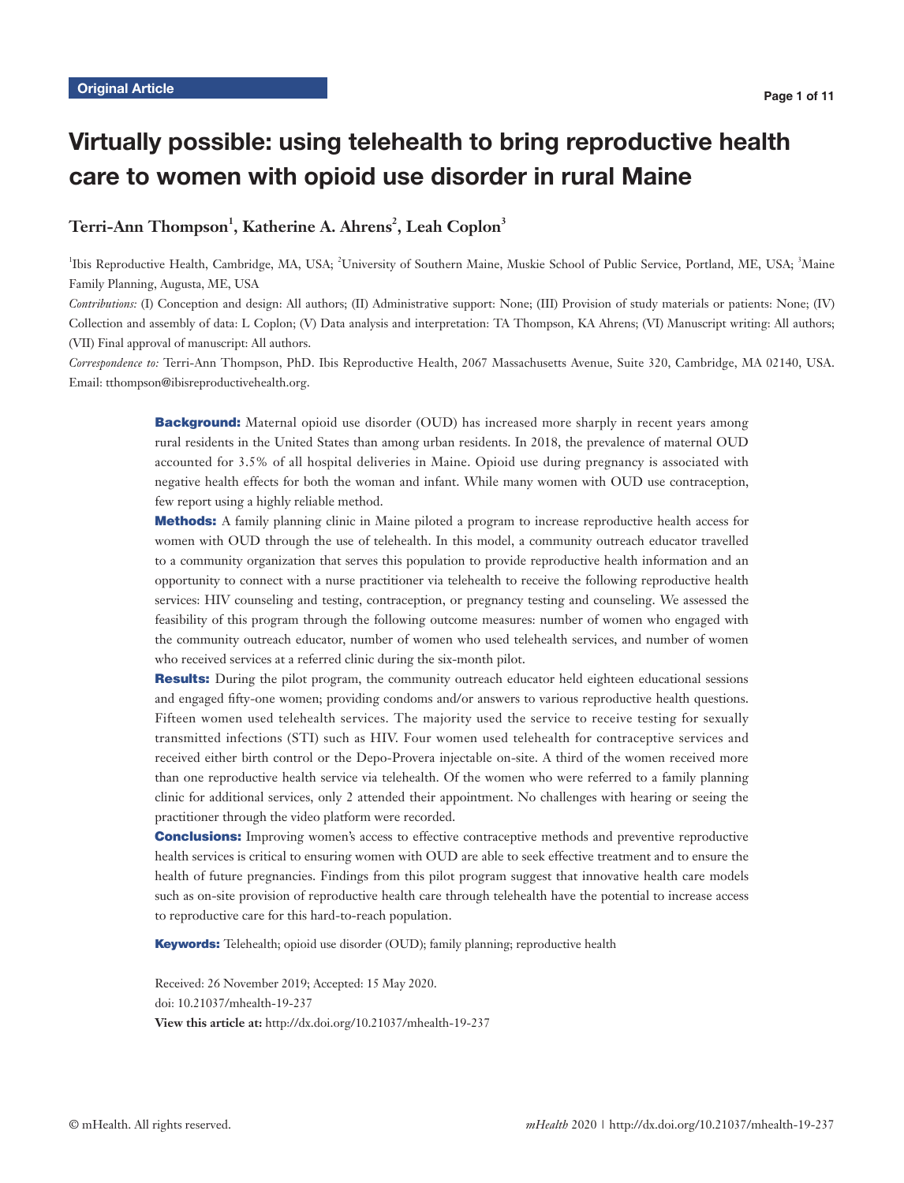Original Article

# Virtually possible: using telehealth to bring reproductive health care to women with opioid use disorder in rural Maine

**Terri-Ann Thompson[1], Katherine A. Ahrens[2], Leah Coplon[3]**

[1]Ibis Reproductive Health, Cambridge, MA, USA; [2]University of Southern Maine, Muskie School of Public Service, Portland, ME, USA; [3]Maine Family Planning, Augusta, ME, USA

*Contributions:* (I) Conception and design: All authors; (II) Administrative support: None; (III) Provision of study materials or patients: None; (IV) Collection and assembly of data: L Coplon; (V) Data analysis and interpretation: TA Thompson, KA Ahrens; (VI) Manuscript writing: All authors; (VII) Final approval of manuscript: All authors.

*Correspondence to:* Terri-Ann Thompson, PhD. Ibis Reproductive Health, 2067 Massachusetts Avenue, Suite 320, Cambridge, MA 02140, USA. Email: tthompson@ibisreproductivehealth.org.

**Background:** Maternal opioid use disorder (OUD) has increased more sharply in recent years among rural residents in the United States than among urban residents. In 2018, the prevalence of maternal OUD accounted for 3.5% of all hospital deliveries in Maine. Opioid use during pregnancy is associated with negative health effects for both the woman and infant. While many women with OUD use contraception, few report using a highly reliable method.

**Methods:** A family planning clinic in Maine piloted a program to increase reproductive health access for women with OUD through the use of telehealth. In this model, a community outreach educator travelled to a community organization that serves this population to provide reproductive health information and an opportunity to connect with a nurse practitioner via telehealth to receive the following reproductive health services: HIV counseling and testing, contraception, or pregnancy testing and counseling. We assessed the feasibility of this program through the following outcome measures: number of women who engaged with the community outreach educator, number of women who used telehealth services, and number of women who received services at a referred clinic during the six-month pilot.

**Results:** During the pilot program, the community outreach educator held eighteen educational sessions and engaged fifty-one women; providing condoms and/or answers to various reproductive health questions. Fifteen women used telehealth services. The majority used the service to receive testing for sexually transmitted infections (STI) such as HIV. Four women used telehealth for contraceptive services and received either birth control or the Depo-Provera injectable on-site. A third of the women received more than one reproductive health service via telehealth. Of the women who were referred to a family planning clinic for additional services, only 2 attended their appointment. No challenges with hearing or seeing the practitioner through the video platform were recorded.

**Conclusions:** Improving women's access to effective contraceptive methods and preventive reproductive health services is critical to ensuring women with OUD are able to seek effective treatment and to ensure the health of future pregnancies. Findings from this pilot program suggest that innovative health care models such as on-site provision of reproductive health care through telehealth have the potential to increase access to reproductive care for this hard-to-reach population.

**Keywords:** Telehealth; opioid use disorder (OUD); family planning; reproductive health

Received: 26 November 2019; Accepted: 15 May 2020.
doi: 10.21037/mhealth-19-237
**View this article at:** http://dx.doi.org/10.21037/mhealth-19-237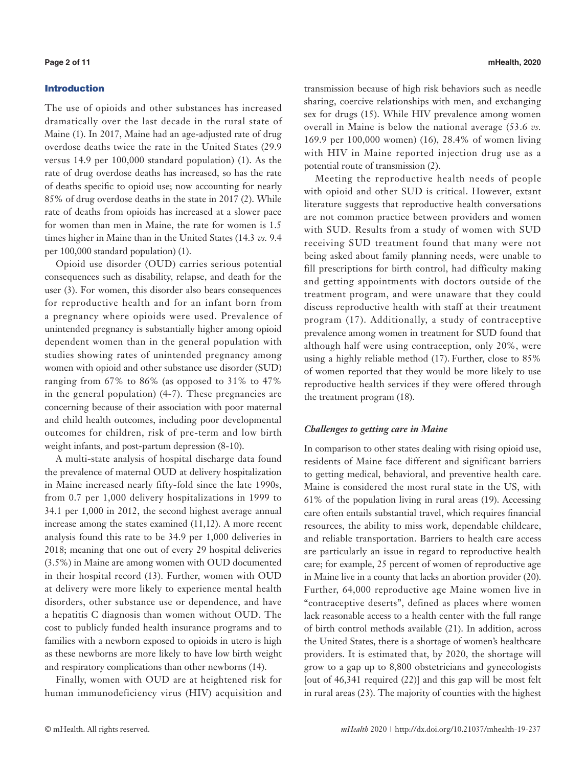## Introduction

The use of opioids and other substances has increased dramatically over the last decade in the rural state of Maine (1). In 2017, Maine had an age-adjusted rate of drug overdose deaths twice the rate in the United States (29.9 versus 14.9 per 100,000 standard population) (1). As the rate of drug overdose deaths has increased, so has the rate of deaths specific to opioid use; now accounting for nearly 85% of drug overdose deaths in the state in 2017 (2). While rate of deaths from opioids has increased at a slower pace for women than men in Maine, the rate for women is 1.5 times higher in Maine than in the United States (14.3 *vs.* 9.4 per 100,000 standard population) (1).

Opioid use disorder (OUD) carries serious potential consequences such as disability, relapse, and death for the user (3). For women, this disorder also bears consequences for reproductive health and for an infant born from a pregnancy where opioids were used. Prevalence of unintended pregnancy is substantially higher among opioid dependent women than in the general population with studies showing rates of unintended pregnancy among women with opioid and other substance use disorder (SUD) ranging from 67% to 86% (as opposed to 31% to 47% in the general population) (4-7). These pregnancies are concerning because of their association with poor maternal and child health outcomes, including poor developmental outcomes for children, risk of pre-term and low birth weight infants, and post-partum depression (8-10).

A multi-state analysis of hospital discharge data found the prevalence of maternal OUD at delivery hospitalization in Maine increased nearly fifty-fold since the late 1990s, from 0.7 per 1,000 delivery hospitalizations in 1999 to 34.1 per 1,000 in 2012, the second highest average annual increase among the states examined (11,12). A more recent analysis found this rate to be 34.9 per 1,000 deliveries in 2018; meaning that one out of every 29 hospital deliveries (3.5%) in Maine are among women with OUD documented in their hospital record (13). Further, women with OUD at delivery were more likely to experience mental health disorders, other substance use or dependence, and have a hepatitis C diagnosis than women without OUD. The cost to publicly funded health insurance programs and to families with a newborn exposed to opioids in utero is high as these newborns are more likely to have low birth weight and respiratory complications than other newborns (14).

Finally, women with OUD are at heightened risk for human immunodeficiency virus (HIV) acquisition and transmission because of high risk behaviors such as needle sharing, coercive relationships with men, and exchanging sex for drugs (15). While HIV prevalence among women overall in Maine is below the national average (53.6 *vs.* 169.9 per 100,000 women) (16), 28.4% of women living with HIV in Maine reported injection drug use as a potential route of transmission (2).

Meeting the reproductive health needs of people with opioid and other SUD is critical. However, extant literature suggests that reproductive health conversations are not common practice between providers and women with SUD. Results from a study of women with SUD receiving SUD treatment found that many were not being asked about family planning needs, were unable to fill prescriptions for birth control, had difficulty making and getting appointments with doctors outside of the treatment program, and were unaware that they could discuss reproductive health with staff at their treatment program (17). Additionally, a study of contraceptive prevalence among women in treatment for SUD found that although half were using contraception, only 20%, were using a highly reliable method (17). Further, close to 85% of women reported that they would be more likely to use reproductive health services if they were offered through the treatment program (18).

### *Challenges to getting care in Maine*

In comparison to other states dealing with rising opioid use, residents of Maine face different and significant barriers to getting medical, behavioral, and preventive health care. Maine is considered the most rural state in the US, with 61% of the population living in rural areas (19). Accessing care often entails substantial travel, which requires financial resources, the ability to miss work, dependable childcare, and reliable transportation. Barriers to health care access are particularly an issue in regard to reproductive health care; for example, 25 percent of women of reproductive age in Maine live in a county that lacks an abortion provider (20). Further, 64,000 reproductive age Maine women live in "contraceptive deserts", defined as places where women lack reasonable access to a health center with the full range of birth control methods available (21). In addition, across the United States, there is a shortage of women's healthcare providers. It is estimated that, by 2020, the shortage will grow to a gap up to 8,800 obstetricians and gynecologists [out of 46,341 required (22)] and this gap will be most felt in rural areas (23). The majority of counties with the highest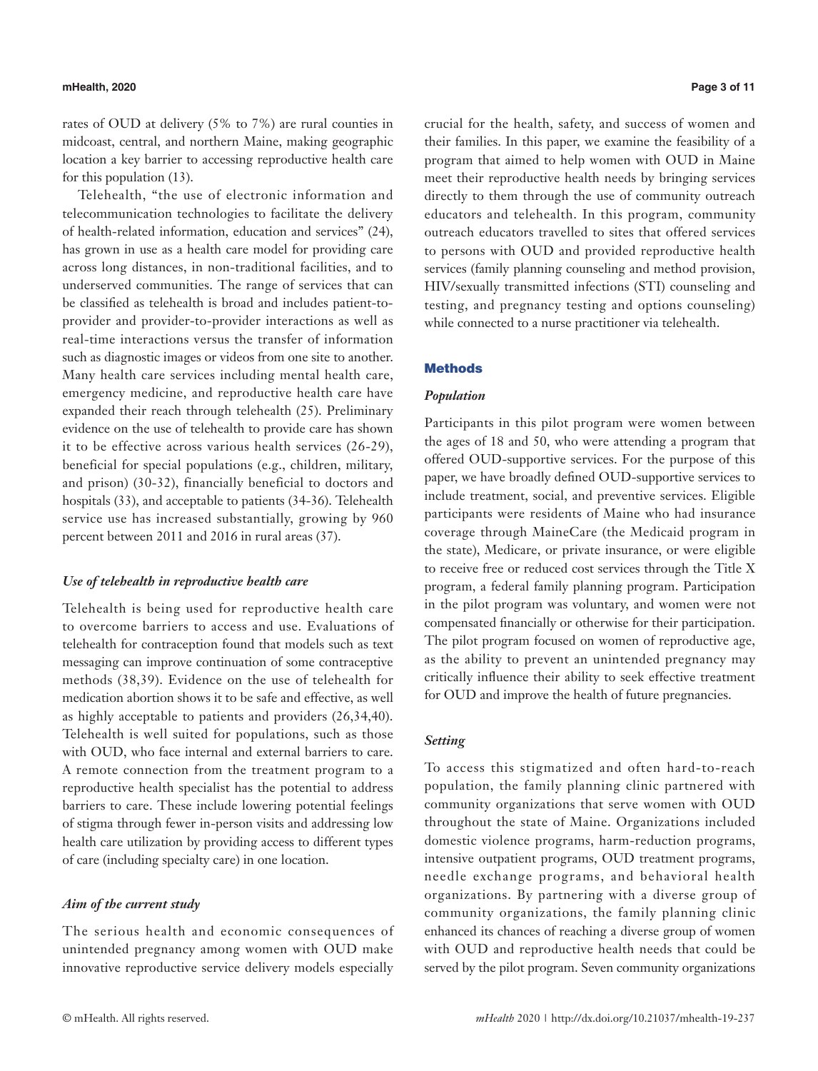rates of OUD at delivery (5% to 7%) are rural counties in midcoast, central, and northern Maine, making geographic location a key barrier to accessing reproductive health care for this population (13).

Telehealth, "the use of electronic information and telecommunication technologies to facilitate the delivery of health-related information, education and services" (24), has grown in use as a health care model for providing care across long distances, in non-traditional facilities, and to underserved communities. The range of services that can be classified as telehealth is broad and includes patient-to-provider and provider-to-provider interactions as well as real-time interactions versus the transfer of information such as diagnostic images or videos from one site to another. Many health care services including mental health care, emergency medicine, and reproductive health care have expanded their reach through telehealth (25). Preliminary evidence on the use of telehealth to provide care has shown it to be effective across various health services (26-29), beneficial for special populations (e.g., children, military, and prison) (30-32), financially beneficial to doctors and hospitals (33), and acceptable to patients (34-36). Telehealth service use has increased substantially, growing by 960 percent between 2011 and 2016 in rural areas (37).

### *Use of telehealth in reproductive health care*

Telehealth is being used for reproductive health care to overcome barriers to access and use. Evaluations of telehealth for contraception found that models such as text messaging can improve continuation of some contraceptive methods (38,39). Evidence on the use of telehealth for medication abortion shows it to be safe and effective, as well as highly acceptable to patients and providers (26,34,40). Telehealth is well suited for populations, such as those with OUD, who face internal and external barriers to care. A remote connection from the treatment program to a reproductive health specialist has the potential to address barriers to care. These include lowering potential feelings of stigma through fewer in-person visits and addressing low health care utilization by providing access to different types of care (including specialty care) in one location.

### *Aim of the current study*

The serious health and economic consequences of unintended pregnancy among women with OUD make innovative reproductive service delivery models especially crucial for the health, safety, and success of women and their families. In this paper, we examine the feasibility of a program that aimed to help women with OUD in Maine meet their reproductive health needs by bringing services directly to them through the use of community outreach educators and telehealth. In this program, community outreach educators travelled to sites that offered services to persons with OUD and provided reproductive health services (family planning counseling and method provision, HIV/sexually transmitted infections (STI) counseling and testing, and pregnancy testing and options counseling) while connected to a nurse practitioner via telehealth.

## Methods

### *Population*

Participants in this pilot program were women between the ages of 18 and 50, who were attending a program that offered OUD-supportive services. For the purpose of this paper, we have broadly defined OUD-supportive services to include treatment, social, and preventive services. Eligible participants were residents of Maine who had insurance coverage through MaineCare (the Medicaid program in the state), Medicare, or private insurance, or were eligible to receive free or reduced cost services through the Title X program, a federal family planning program. Participation in the pilot program was voluntary, and women were not compensated financially or otherwise for their participation. The pilot program focused on women of reproductive age, as the ability to prevent an unintended pregnancy may critically influence their ability to seek effective treatment for OUD and improve the health of future pregnancies.

### *Setting*

To access this stigmatized and often hard-to-reach population, the family planning clinic partnered with community organizations that serve women with OUD throughout the state of Maine. Organizations included domestic violence programs, harm-reduction programs, intensive outpatient programs, OUD treatment programs, needle exchange programs, and behavioral health organizations. By partnering with a diverse group of community organizations, the family planning clinic enhanced its chances of reaching a diverse group of women with OUD and reproductive health needs that could be served by the pilot program. Seven community organizations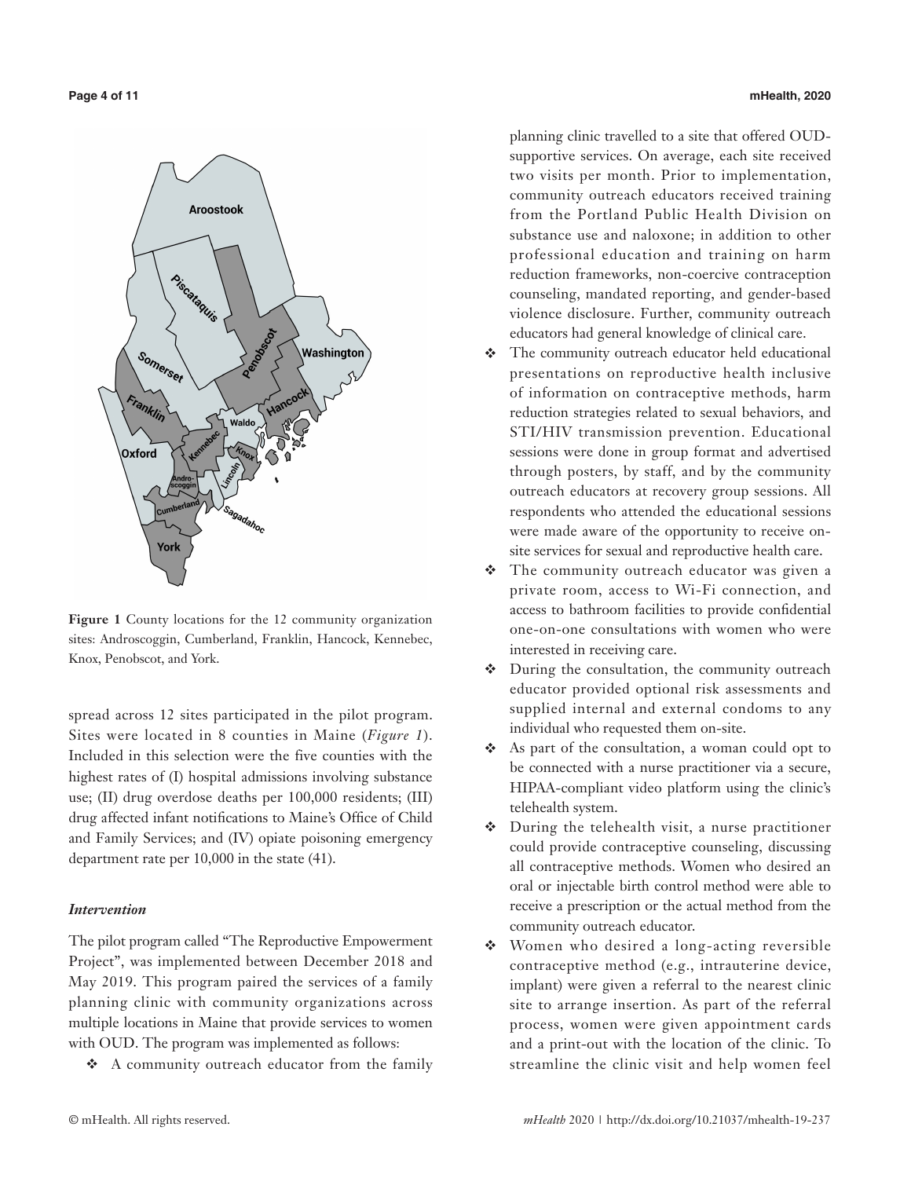**Figure 1** County locations for the 12 community organization sites: Androscoggin, Cumberland, Franklin, Hancock, Kennebec, Knox, Penobscot, and York.

spread across 12 sites participated in the pilot program. Sites were located in 8 counties in Maine (*Figure 1*). Included in this selection were the five counties with the highest rates of (I) hospital admissions involving substance use; (II) drug overdose deaths per 100,000 residents; (III) drug affected infant notifications to Maine's Office of Child and Family Services; and (IV) opiate poisoning emergency department rate per 10,000 in the state (41).

### *Intervention*

The pilot program called "The Reproductive Empowerment Project", was implemented between December 2018 and May 2019. This program paired the services of a family planning clinic with community organizations across multiple locations in Maine that provide services to women with OUD. The program was implemented as follows:

- A community outreach educator from the family planning clinic travelled to a site that offered OUD-supportive services. On average, each site received two visits per month. Prior to implementation, community outreach educators received training from the Portland Public Health Division on substance use and naloxone; in addition to other professional education and training on harm reduction frameworks, non-coercive contraception counseling, mandated reporting, and gender-based violence disclosure. Further, community outreach educators had general knowledge of clinical care.
- The community outreach educator held educational presentations on reproductive health inclusive of information on contraceptive methods, harm reduction strategies related to sexual behaviors, and STI/HIV transmission prevention. Educational sessions were done in group format and advertised through posters, by staff, and by the community outreach educators at recovery group sessions. All respondents who attended the educational sessions were made aware of the opportunity to receive on-site services for sexual and reproductive health care.
- The community outreach educator was given a private room, access to Wi-Fi connection, and access to bathroom facilities to provide confidential one-on-one consultations with women who were interested in receiving care.
- During the consultation, the community outreach educator provided optional risk assessments and supplied internal and external condoms to any individual who requested them on-site.
- As part of the consultation, a woman could opt to be connected with a nurse practitioner via a secure, HIPAA-compliant video platform using the clinic's telehealth system.
- During the telehealth visit, a nurse practitioner could provide contraceptive counseling, discussing all contraceptive methods. Women who desired an oral or injectable birth control method were able to receive a prescription or the actual method from the community outreach educator.
- Women who desired a long-acting reversible contraceptive method (e.g., intrauterine device, implant) were given a referral to the nearest clinic site to arrange insertion. As part of the referral process, women were given appointment cards and a print-out with the location of the clinic. To streamline the clinic visit and help women feel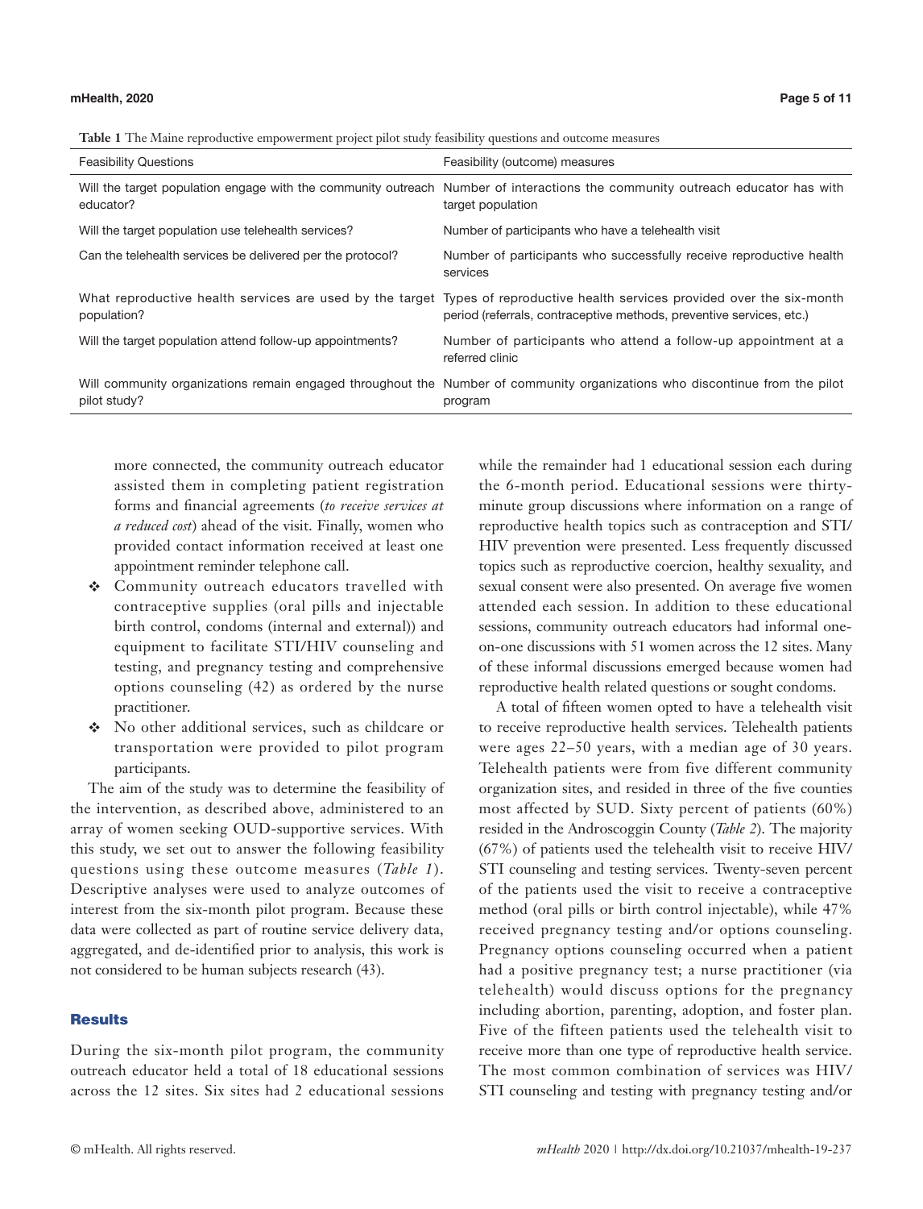**Table 1** The Maine reproductive empowerment project pilot study feasibility questions and outcome measures

| Feasibility Questions | Feasibility (outcome) measures |
|---|---|
| Will the target population engage with the community outreach educator? | Number of interactions the community outreach educator has with target population |
| Will the target population use telehealth services? | Number of participants who have a telehealth visit |
| Can the telehealth services be delivered per the protocol? | Number of participants who successfully receive reproductive health services |
| What reproductive health services are used by the target population? | Types of reproductive health services provided over the six-month period (referrals, contraceptive methods, preventive services, etc.) |
| Will the target population attend follow-up appointments? | Number of participants who attend a follow-up appointment at a referred clinic |
| Will community organizations remain engaged throughout the pilot study? | Number of community organizations who discontinue from the pilot program |

more connected, the community outreach educator assisted them in completing patient registration forms and financial agreements (*to receive services at a reduced cost*) ahead of the visit. Finally, women who provided contact information received at least one appointment reminder telephone call.

- Community outreach educators travelled with contraceptive supplies (oral pills and injectable birth control, condoms (internal and external)) and equipment to facilitate STI/HIV counseling and testing, and pregnancy testing and comprehensive options counseling (42) as ordered by the nurse practitioner.
- No other additional services, such as childcare or transportation were provided to pilot program participants.

The aim of the study was to determine the feasibility of the intervention, as described above, administered to an array of women seeking OUD-supportive services. With this study, we set out to answer the following feasibility questions using these outcome measures (*Table 1*). Descriptive analyses were used to analyze outcomes of interest from the six-month pilot program. Because these data were collected as part of routine service delivery data, aggregated, and de-identified prior to analysis, this work is not considered to be human subjects research (43).

## Results

During the six-month pilot program, the community outreach educator held a total of 18 educational sessions across the 12 sites. Six sites had 2 educational sessions while the remainder had 1 educational session each during the 6-month period. Educational sessions were thirty-minute group discussions where information on a range of reproductive health topics such as contraception and STI/HIV prevention were presented. Less frequently discussed topics such as reproductive coercion, healthy sexuality, and sexual consent were also presented. On average five women attended each session. In addition to these educational sessions, community outreach educators had informal one-on-one discussions with 51 women across the 12 sites. Many of these informal discussions emerged because women had reproductive health related questions or sought condoms.

A total of fifteen women opted to have a telehealth visit to receive reproductive health services. Telehealth patients were ages 22–50 years, with a median age of 30 years. Telehealth patients were from five different community organization sites, and resided in three of the five counties most affected by SUD. Sixty percent of patients (60%) resided in the Androscoggin County (*Table 2*). The majority (67%) of patients used the telehealth visit to receive HIV/STI counseling and testing services. Twenty-seven percent of the patients used the visit to receive a contraceptive method (oral pills or birth control injectable), while 47% received pregnancy testing and/or options counseling. Pregnancy options counseling occurred when a patient had a positive pregnancy test; a nurse practitioner (via telehealth) would discuss options for the pregnancy including abortion, parenting, adoption, and foster plan. Five of the fifteen patients used the telehealth visit to receive more than one type of reproductive health service. The most common combination of services was HIV/STI counseling and testing with pregnancy testing and/or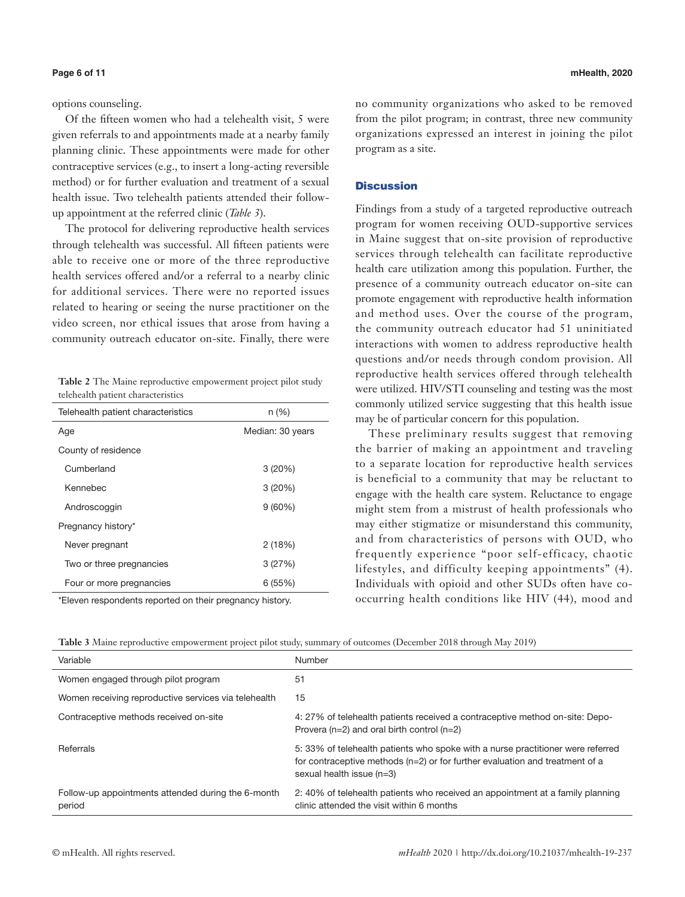options counseling.

Of the fifteen women who had a telehealth visit, 5 were given referrals to and appointments made at a nearby family planning clinic. These appointments were made for other contraceptive services (e.g., to insert a long-acting reversible method) or for further evaluation and treatment of a sexual health issue. Two telehealth patients attended their follow-up appointment at the referred clinic (*Table 3*).

The protocol for delivering reproductive health services through telehealth was successful. All fifteen patients were able to receive one or more of the three reproductive health services offered and/or a referral to a nearby clinic for additional services. There were no reported issues related to hearing or seeing the nurse practitioner on the video screen, nor ethical issues that arose from having a community outreach educator on-site. Finally, there were no community organizations who asked to be removed from the pilot program; in contrast, three new community organizations expressed an interest in joining the pilot program as a site.

**Table 2** The Maine reproductive empowerment project pilot study telehealth patient characteristics

| Telehealth patient characteristics | n (%) |
|---|---|
| Age | Median: 30 years |
| County of residence | |
| Cumberland | 3 (20%) |
| Kennebec | 3 (20%) |
| Androscoggin | 9 (60%) |
| Pregnancy history* | |
| Never pregnant | 2 (18%) |
| Two or three pregnancies | 3 (27%) |
| Four or more pregnancies | 6 (55%) |

*Eleven respondents reported on their pregnancy history.

## Discussion

Findings from a study of a targeted reproductive outreach program for women receiving OUD-supportive services in Maine suggest that on-site provision of reproductive services through telehealth can facilitate reproductive health care utilization among this population. Further, the presence of a community outreach educator on-site can promote engagement with reproductive health information and method uses. Over the course of the program, the community outreach educator had 51 uninitiated interactions with women to address reproductive health questions and/or needs through condom provision. All reproductive health services offered through telehealth were utilized. HIV/STI counseling and testing was the most commonly utilized service suggesting that this health issue may be of particular concern for this population.

These preliminary results suggest that removing the barrier of making an appointment and traveling to a separate location for reproductive health services is beneficial to a community that may be reluctant to engage with the health care system. Reluctance to engage might stem from a mistrust of health professionals who may either stigmatize or misunderstand this community, and from characteristics of persons with OUD, who frequently experience "poor self-efficacy, chaotic lifestyles, and difficulty keeping appointments" (4). Individuals with opioid and other SUDs often have co-occurring health conditions like HIV (44), mood and

**Table 3** Maine reproductive empowerment project pilot study, summary of outcomes (December 2018 through May 2019)

| Variable | Number |
|---|---|
| Women engaged through pilot program | 51 |
| Women receiving reproductive services via telehealth | 15 |
| Contraceptive methods received on-site | 4: 27% of telehealth patients received a contraceptive method on-site: Depo-Provera (n=2) and oral birth control (n=2) |
| Referrals | 5: 33% of telehealth patients who spoke with a nurse practitioner were referred for contraceptive methods (n=2) or for further evaluation and treatment of a sexual health issue (n=3) |
| Follow-up appointments attended during the 6-month period | 2: 40% of telehealth patients who received an appointment at a family planning clinic attended the visit within 6 months |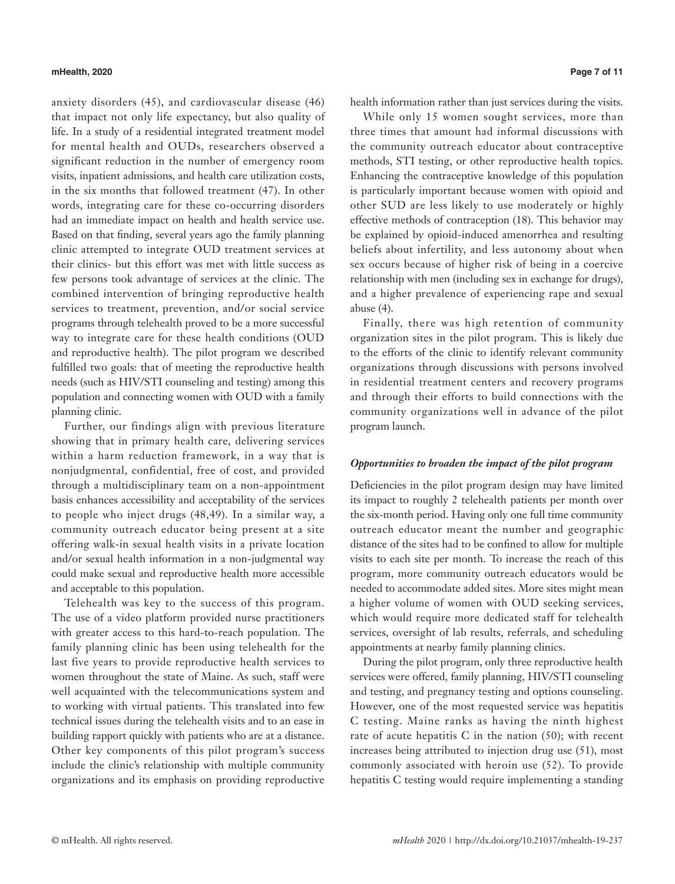anxiety disorders (45), and cardiovascular disease (46) that impact not only life expectancy, but also quality of life. In a study of a residential integrated treatment model for mental health and OUDs, researchers observed a significant reduction in the number of emergency room visits, inpatient admissions, and health care utilization costs, in the six months that followed treatment (47). In other words, integrating care for these co-occurring disorders had an immediate impact on health and health service use. Based on that finding, several years ago the family planning clinic attempted to integrate OUD treatment services at their clinics- but this effort was met with little success as few persons took advantage of services at the clinic. The combined intervention of bringing reproductive health services to treatment, prevention, and/or social service programs through telehealth proved to be a more successful way to integrate care for these health conditions (OUD and reproductive health). The pilot program we described fulfilled two goals: that of meeting the reproductive health needs (such as HIV/STI counseling and testing) among this population and connecting women with OUD with a family planning clinic.

Further, our findings align with previous literature showing that in primary health care, delivering services within a harm reduction framework, in a way that is nonjudgmental, confidential, free of cost, and provided through a multidisciplinary team on a non-appointment basis enhances accessibility and acceptability of the services to people who inject drugs (48,49). In a similar way, a community outreach educator being present at a site offering walk-in sexual health visits in a private location and/or sexual health information in a non-judgmental way could make sexual and reproductive health more accessible and acceptable to this population.

Telehealth was key to the success of this program. The use of a video platform provided nurse practitioners with greater access to this hard-to-reach population. The family planning clinic has been using telehealth for the last five years to provide reproductive health services to women throughout the state of Maine. As such, staff were well acquainted with the telecommunications system and to working with virtual patients. This translated into few technical issues during the telehealth visits and to an ease in building rapport quickly with patients who are at a distance. Other key components of this pilot program's success include the clinic's relationship with multiple community organizations and its emphasis on providing reproductive health information rather than just services during the visits.

While only 15 women sought services, more than three times that amount had informal discussions with the community outreach educator about contraceptive methods, STI testing, or other reproductive health topics. Enhancing the contraceptive knowledge of this population is particularly important because women with opioid and other SUD are less likely to use moderately or highly effective methods of contraception (18). This behavior may be explained by opioid-induced amenorrhea and resulting beliefs about infertility, and less autonomy about when sex occurs because of higher risk of being in a coercive relationship with men (including sex in exchange for drugs), and a higher prevalence of experiencing rape and sexual abuse (4).

Finally, there was high retention of community organization sites in the pilot program. This is likely due to the efforts of the clinic to identify relevant community organizations through discussions with persons involved in residential treatment centers and recovery programs and through their efforts to build connections with the community organizations well in advance of the pilot program launch.

### *Opportunities to broaden the impact of the pilot program*

Deficiencies in the pilot program design may have limited its impact to roughly 2 telehealth patients per month over the six-month period. Having only one full time community outreach educator meant the number and geographic distance of the sites had to be confined to allow for multiple visits to each site per month. To increase the reach of this program, more community outreach educators would be needed to accommodate added sites. More sites might mean a higher volume of women with OUD seeking services, which would require more dedicated staff for telehealth services, oversight of lab results, referrals, and scheduling appointments at nearby family planning clinics.

During the pilot program, only three reproductive health services were offered, family planning, HIV/STI counseling and testing, and pregnancy testing and options counseling. However, one of the most requested service was hepatitis C testing. Maine ranks as having the ninth highest rate of acute hepatitis C in the nation (50); with recent increases being attributed to injection drug use (51), most commonly associated with heroin use (52). To provide hepatitis C testing would require implementing a standing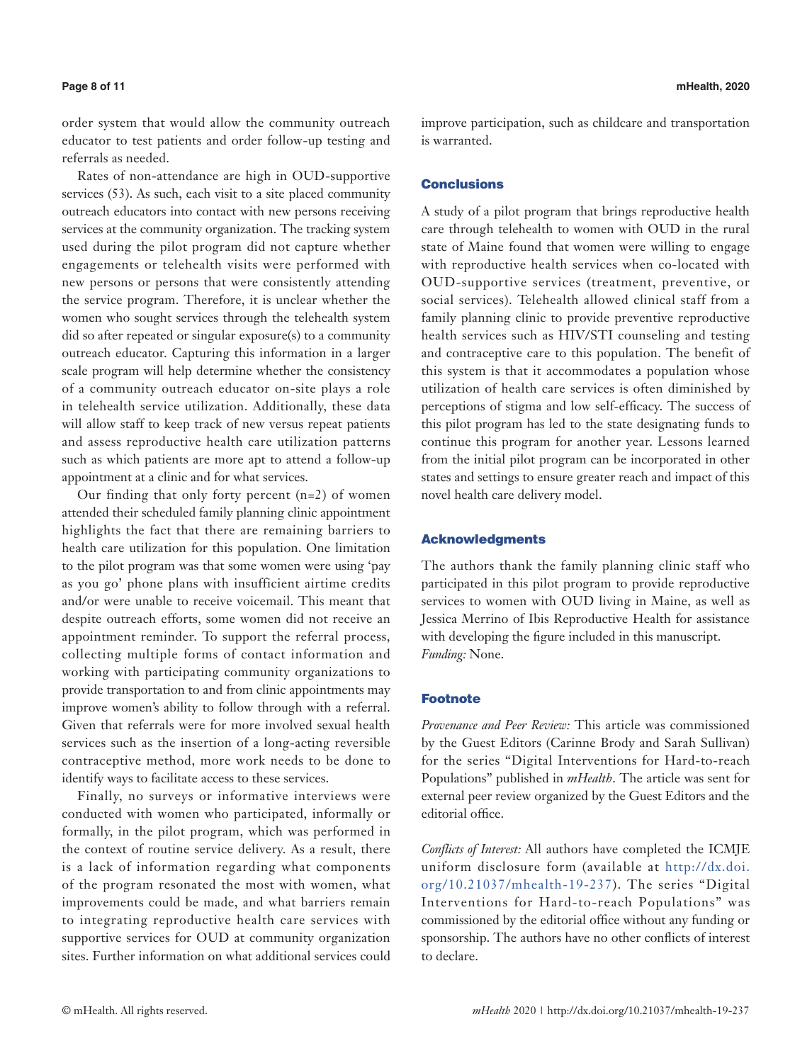order system that would allow the community outreach educator to test patients and order follow-up testing and referrals as needed.

Rates of non-attendance are high in OUD-supportive services (53). As such, each visit to a site placed community outreach educators into contact with new persons receiving services at the community organization. The tracking system used during the pilot program did not capture whether engagements or telehealth visits were performed with new persons or persons that were consistently attending the service program. Therefore, it is unclear whether the women who sought services through the telehealth system did so after repeated or singular exposure(s) to a community outreach educator. Capturing this information in a larger scale program will help determine whether the consistency of a community outreach educator on-site plays a role in telehealth service utilization. Additionally, these data will allow staff to keep track of new versus repeat patients and assess reproductive health care utilization patterns such as which patients are more apt to attend a follow-up appointment at a clinic and for what services.

Our finding that only forty percent (n=2) of women attended their scheduled family planning clinic appointment highlights the fact that there are remaining barriers to health care utilization for this population. One limitation to the pilot program was that some women were using 'pay as you go' phone plans with insufficient airtime credits and/or were unable to receive voicemail. This meant that despite outreach efforts, some women did not receive an appointment reminder. To support the referral process, collecting multiple forms of contact information and working with participating community organizations to provide transportation to and from clinic appointments may improve women's ability to follow through with a referral. Given that referrals were for more involved sexual health services such as the insertion of a long-acting reversible contraceptive method, more work needs to be done to identify ways to facilitate access to these services.

Finally, no surveys or informative interviews were conducted with women who participated, informally or formally, in the pilot program, which was performed in the context of routine service delivery. As a result, there is a lack of information regarding what components of the program resonated the most with women, what improvements could be made, and what barriers remain to integrating reproductive health care services with supportive services for OUD at community organization sites. Further information on what additional services could improve participation, such as childcare and transportation is warranted.

## Conclusions

A study of a pilot program that brings reproductive health care through telehealth to women with OUD in the rural state of Maine found that women were willing to engage with reproductive health services when co-located with OUD-supportive services (treatment, preventive, or social services). Telehealth allowed clinical staff from a family planning clinic to provide preventive reproductive health services such as HIV/STI counseling and testing and contraceptive care to this population. The benefit of this system is that it accommodates a population whose utilization of health care services is often diminished by perceptions of stigma and low self-efficacy. The success of this pilot program has led to the state designating funds to continue this program for another year. Lessons learned from the initial pilot program can be incorporated in other states and settings to ensure greater reach and impact of this novel health care delivery model.

## Acknowledgments

The authors thank the family planning clinic staff who participated in this pilot program to provide reproductive services to women with OUD living in Maine, as well as Jessica Merrino of Ibis Reproductive Health for assistance with developing the figure included in this manuscript.

*Funding:* None.

## Footnote

*Provenance and Peer Review:* This article was commissioned by the Guest Editors (Carinne Brody and Sarah Sullivan) for the series "Digital Interventions for Hard-to-reach Populations" published in *mHealth*. The article was sent for external peer review organized by the Guest Editors and the editorial office.

*Conflicts of Interest:* All authors have completed the ICMJE uniform disclosure form (available at http://dx.doi.org/10.21037/mhealth-19-237). The series "Digital Interventions for Hard-to-reach Populations" was commissioned by the editorial office without any funding or sponsorship. The authors have no other conflicts of interest to declare.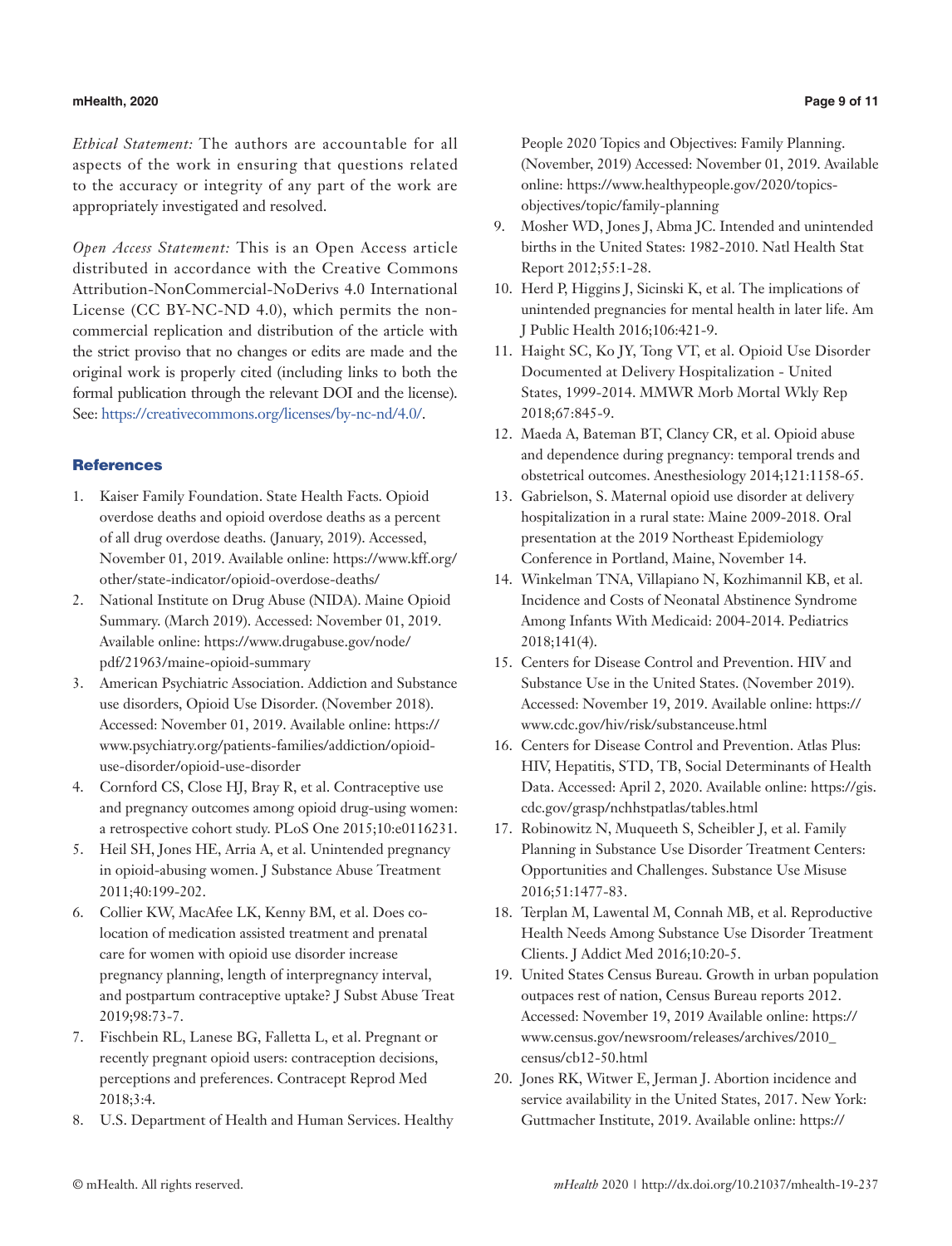*Ethical Statement:* The authors are accountable for all aspects of the work in ensuring that questions related to the accuracy or integrity of any part of the work are appropriately investigated and resolved.

*Open Access Statement:* This is an Open Access article distributed in accordance with the Creative Commons Attribution-NonCommercial-NoDerivs 4.0 International License (CC BY-NC-ND 4.0), which permits the non-commercial replication and distribution of the article with the strict proviso that no changes or edits are made and the original work is properly cited (including links to both the formal publication through the relevant DOI and the license). See: https://creativecommons.org/licenses/by-nc-nd/4.0/.

## References

1. Kaiser Family Foundation. State Health Facts. Opioid overdose deaths and opioid overdose deaths as a percent of all drug overdose deaths. (January, 2019). Accessed, November 01, 2019. Available online: https://www.kff.org/other/state-indicator/opioid-overdose-deaths/
2. National Institute on Drug Abuse (NIDA). Maine Opioid Summary. (March 2019). Accessed: November 01, 2019. Available online: https://www.drugabuse.gov/node/pdf/21963/maine-opioid-summary
3. American Psychiatric Association. Addiction and Substance use disorders, Opioid Use Disorder. (November 2018). Accessed: November 01, 2019. Available online: https://www.psychiatry.org/patients-families/addiction/opioid-use-disorder/opioid-use-disorder
4. Cornford CS, Close HJ, Bray R, et al. Contraceptive use and pregnancy outcomes among opioid drug-using women: a retrospective cohort study. PLoS One 2015;10:e0116231.
5. Heil SH, Jones HE, Arria A, et al. Unintended pregnancy in opioid-abusing women. J Substance Abuse Treatment 2011;40:199-202.
6. Collier KW, MacAfee LK, Kenny BM, et al. Does co-location of medication assisted treatment and prenatal care for women with opioid use disorder increase pregnancy planning, length of interpregnancy interval, and postpartum contraceptive uptake? J Subst Abuse Treat 2019;98:73-7.
7. Fischbein RL, Lanese BG, Falletta L, et al. Pregnant or recently pregnant opioid users: contraception decisions, perceptions and preferences. Contracept Reprod Med 2018;3:4.
8. U.S. Department of Health and Human Services. Healthy People 2020 Topics and Objectives: Family Planning. (November, 2019) Accessed: November 01, 2019. Available online: https://www.healthypeople.gov/2020/topics-objectives/topic/family-planning
9. Mosher WD, Jones J, Abma JC. Intended and unintended births in the United States: 1982-2010. Natl Health Stat Report 2012;55:1-28.
10. Herd P, Higgins J, Sicinski K, et al. The implications of unintended pregnancies for mental health in later life. Am J Public Health 2016;106:421-9.
11. Haight SC, Ko JY, Tong VT, et al. Opioid Use Disorder Documented at Delivery Hospitalization - United States, 1999-2014. MMWR Morb Mortal Wkly Rep 2018;67:845-9.
12. Maeda A, Bateman BT, Clancy CR, et al. Opioid abuse and dependence during pregnancy: temporal trends and obstetrical outcomes. Anesthesiology 2014;121:1158-65.
13. Gabrielson, S. Maternal opioid use disorder at delivery hospitalization in a rural state: Maine 2009-2018. Oral presentation at the 2019 Northeast Epidemiology Conference in Portland, Maine, November 14.
14. Winkelman TNA, Villapiano N, Kozhimannil KB, et al. Incidence and Costs of Neonatal Abstinence Syndrome Among Infants With Medicaid: 2004-2014. Pediatrics 2018;141(4).
15. Centers for Disease Control and Prevention. HIV and Substance Use in the United States. (November 2019). Accessed: November 19, 2019. Available online: https://www.cdc.gov/hiv/risk/substanceuse.html
16. Centers for Disease Control and Prevention. Atlas Plus: HIV, Hepatitis, STD, TB, Social Determinants of Health Data. Accessed: April 2, 2020. Available online: https://gis.cdc.gov/grasp/nchhstpatlas/tables.html
17. Robinowitz N, Muqueeth S, Scheibler J, et al. Family Planning in Substance Use Disorder Treatment Centers: Opportunities and Challenges. Substance Use Misuse 2016;51:1477-83.
18. Terplan M, Lawental M, Connah MB, et al. Reproductive Health Needs Among Substance Use Disorder Treatment Clients. J Addict Med 2016;10:20-5.
19. United States Census Bureau. Growth in urban population outpaces rest of nation, Census Bureau reports 2012. Accessed: November 19, 2019 Available online: https://www.census.gov/newsroom/releases/archives/2010_census/cb12-50.html
20. Jones RK, Witwer E, Jerman J. Abortion incidence and service availability in the United States, 2017. New York: Guttmacher Institute, 2019. Available online: https://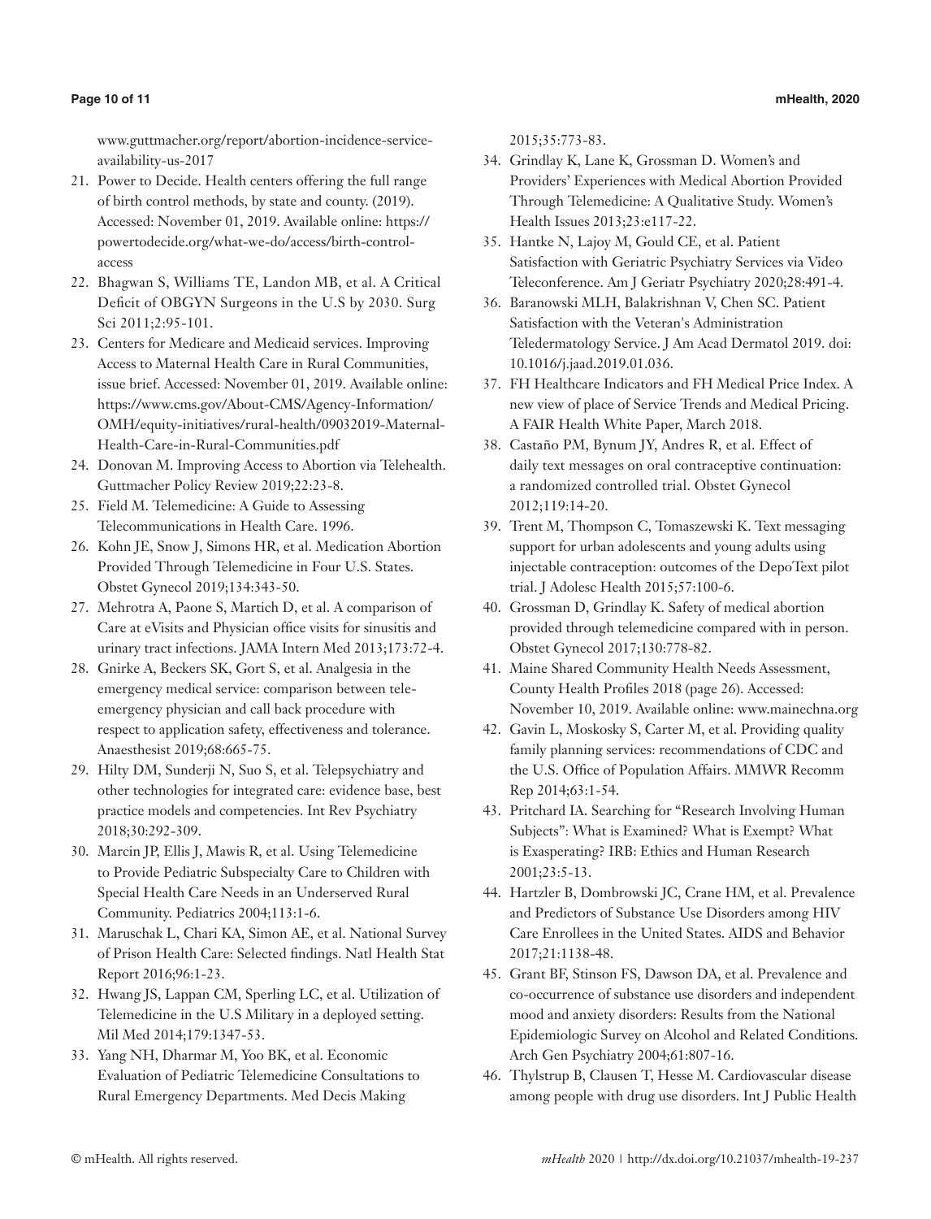www.guttmacher.org/report/abortion-incidence-service-availability-us-2017

21. Power to Decide. Health centers offering the full range of birth control methods, by state and county. (2019). Accessed: November 01, 2019. Available online: https://powertodecide.org/what-we-do/access/birth-control-access
22. Bhagwan S, Williams TE, Landon MB, et al. A Critical Deficit of OBGYN Surgeons in the U.S by 2030. Surg Sci 2011;2:95-101.
23. Centers for Medicare and Medicaid services. Improving Access to Maternal Health Care in Rural Communities, issue brief. Accessed: November 01, 2019. Available online: https://www.cms.gov/About-CMS/Agency-Information/OMH/equity-initiatives/rural-health/09032019-Maternal-Health-Care-in-Rural-Communities.pdf
24. Donovan M. Improving Access to Abortion via Telehealth. Guttmacher Policy Review 2019;22:23-8.
25. Field M. Telemedicine: A Guide to Assessing Telecommunications in Health Care. 1996.
26. Kohn JE, Snow J, Simons HR, et al. Medication Abortion Provided Through Telemedicine in Four U.S. States. Obstet Gynecol 2019;134:343-50.
27. Mehrotra A, Paone S, Martich D, et al. A comparison of Care at eVisits and Physician office visits for sinusitis and urinary tract infections. JAMA Intern Med 2013;173:72-4.
28. Gnirke A, Beckers SK, Gort S, et al. Analgesia in the emergency medical service: comparison between tele-emergency physician and call back procedure with respect to application safety, effectiveness and tolerance. Anaesthesist 2019;68:665-75.
29. Hilty DM, Sunderji N, Suo S, et al. Telepsychiatry and other technologies for integrated care: evidence base, best practice models and competencies. Int Rev Psychiatry 2018;30:292-309.
30. Marcin JP, Ellis J, Mawis R, et al. Using Telemedicine to Provide Pediatric Subspecialty Care to Children with Special Health Care Needs in an Underserved Rural Community. Pediatrics 2004;113:1-6.
31. Maruschak L, Chari KA, Simon AE, et al. National Survey of Prison Health Care: Selected findings. Natl Health Stat Report 2016;96:1-23.
32. Hwang JS, Lappan CM, Sperling LC, et al. Utilization of Telemedicine in the U.S Military in a deployed setting. Mil Med 2014;179:1347-53.
33. Yang NH, Dharmar M, Yoo BK, et al. Economic Evaluation of Pediatric Telemedicine Consultations to Rural Emergency Departments. Med Decis Making 2015;35:773-83.
34. Grindlay K, Lane K, Grossman D. Women's and Providers' Experiences with Medical Abortion Provided Through Telemedicine: A Qualitative Study. Women's Health Issues 2013;23:e117-22.
35. Hantke N, Lajoy M, Gould CE, et al. Patient Satisfaction with Geriatric Psychiatry Services via Video Teleconference. Am J Geriatr Psychiatry 2020;28:491-4.
36. Baranowski MLH, Balakrishnan V, Chen SC. Patient Satisfaction with the Veteran's Administration Teledermatology Service. J Am Acad Dermatol 2019. doi: 10.1016/j.jaad.2019.01.036.
37. FH Healthcare Indicators and FH Medical Price Index. A new view of place of Service Trends and Medical Pricing. A FAIR Health White Paper, March 2018.
38. Castaño PM, Bynum JY, Andres R, et al. Effect of daily text messages on oral contraceptive continuation: a randomized controlled trial. Obstet Gynecol 2012;119:14-20.
39. Trent M, Thompson C, Tomaszewski K. Text messaging support for urban adolescents and young adults using injectable contraception: outcomes of the DepoText pilot trial. J Adolesc Health 2015;57:100-6.
40. Grossman D, Grindlay K. Safety of medical abortion provided through telemedicine compared with in person. Obstet Gynecol 2017;130:778-82.
41. Maine Shared Community Health Needs Assessment, County Health Profiles 2018 (page 26). Accessed: November 10, 2019. Available online: www.mainechna.org
42. Gavin L, Moskosky S, Carter M, et al. Providing quality family planning services: recommendations of CDC and the U.S. Office of Population Affairs. MMWR Recomm Rep 2014;63:1-54.
43. Pritchard IA. Searching for "Research Involving Human Subjects": What is Examined? What is Exempt? What is Exasperating? IRB: Ethics and Human Research 2001;23:5-13.
44. Hartzler B, Dombrowski JC, Crane HM, et al. Prevalence and Predictors of Substance Use Disorders among HIV Care Enrollees in the United States. AIDS and Behavior 2017;21:1138-48.
45. Grant BF, Stinson FS, Dawson DA, et al. Prevalence and co-occurrence of substance use disorders and independent mood and anxiety disorders: Results from the National Epidemiologic Survey on Alcohol and Related Conditions. Arch Gen Psychiatry 2004;61:807-16.
46. Thylstrup B, Clausen T, Hesse M. Cardiovascular disease among people with drug use disorders. Int J Public Health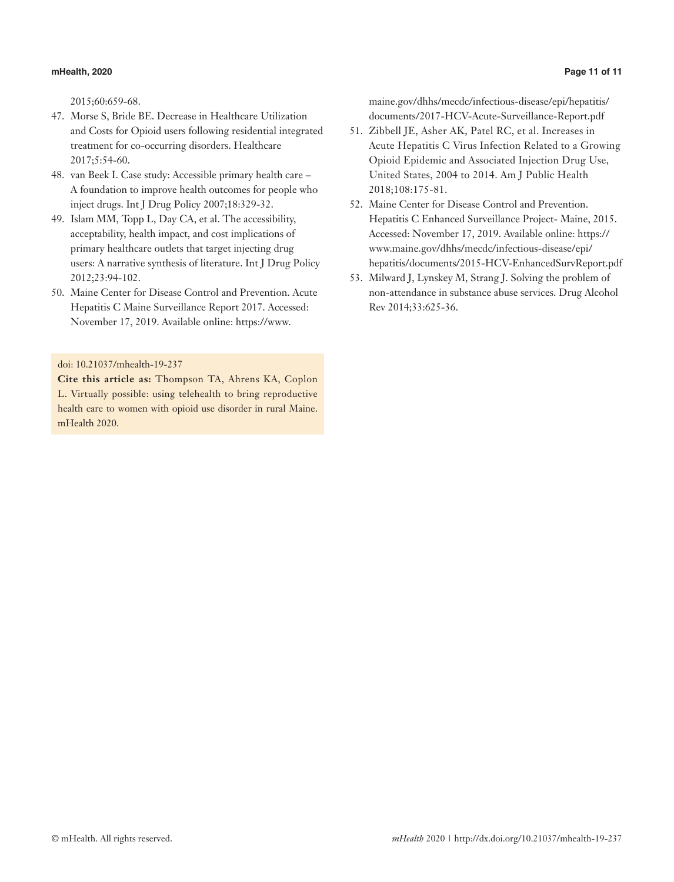2015;60:659-68.

47. Morse S, Bride BE. Decrease in Healthcare Utilization and Costs for Opioid users following residential integrated treatment for co-occurring disorders. Healthcare 2017;5:54-60.
48. van Beek I. Case study: Accessible primary health care – A foundation to improve health outcomes for people who inject drugs. Int J Drug Policy 2007;18:329-32.
49. Islam MM, Topp L, Day CA, et al. The accessibility, acceptability, health impact, and cost implications of primary healthcare outlets that target injecting drug users: A narrative synthesis of literature. Int J Drug Policy 2012;23:94-102.
50. Maine Center for Disease Control and Prevention. Acute Hepatitis C Maine Surveillance Report 2017. Accessed: November 17, 2019. Available online: https://www.maine.gov/dhhs/mecdc/infectious-disease/epi/hepatitis/documents/2017-HCV-Acute-Surveillance-Report.pdf
51. Zibbell JE, Asher AK, Patel RC, et al. Increases in Acute Hepatitis C Virus Infection Related to a Growing Opioid Epidemic and Associated Injection Drug Use, United States, 2004 to 2014. Am J Public Health 2018;108:175-81.
52. Maine Center for Disease Control and Prevention. Hepatitis C Enhanced Surveillance Project- Maine, 2015. Accessed: November 17, 2019. Available online: https://www.maine.gov/dhhs/mecdc/infectious-disease/epi/hepatitis/documents/2015-HCV-EnhancedSurvReport.pdf
53. Milward J, Lynskey M, Strang J. Solving the problem of non-attendance in substance abuse services. Drug Alcohol Rev 2014;33:625-36.

doi: 10.21037/mhealth-19-237

**Cite this article as:** Thompson TA, Ahrens KA, Coplon L. Virtually possible: using telehealth to bring reproductive health care to women with opioid use disorder in rural Maine. mHealth 2020.